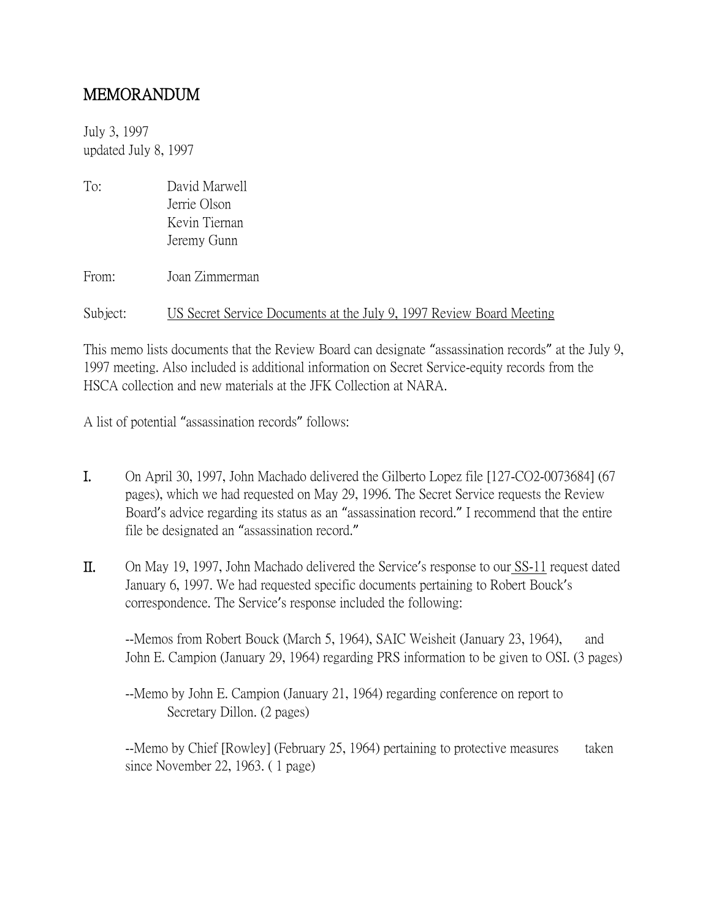# MEMORANDUM

July 3, 1997
updated July 8, 1997

To: David Marwell
Jerrie Olson
Kevin Tiernan
Jeremy Gunn

From: Joan Zimmerman

Subject: US Secret Service Documents at the July 9, 1997 Review Board Meeting

This memo lists documents that the Review Board can designate "assassination records" at the July 9, 1997 meeting. Also included is additional information on Secret Service-equity records from the HSCA collection and new materials at the JFK Collection at NARA.

A list of potential "assassination records" follows:

I. On April 30, 1997, John Machado delivered the Gilberto Lopez file [127-CO2-0073684] (67 pages), which we had requested on May 29, 1996. The Secret Service requests the Review Board's advice regarding its status as an "assassination record." I recommend that the entire file be designated an "assassination record."

II. On May 19, 1997, John Machado delivered the Service's response to our SS-11 request dated January 6, 1997. We had requested specific documents pertaining to Robert Bouck's correspondence. The Service's response included the following:

--Memos from Robert Bouck (March 5, 1964), SAIC Weisheit (January 23, 1964), and John E. Campion (January 29, 1964) regarding PRS information to be given to OSI. (3 pages)

--Memo by John E. Campion (January 21, 1964) regarding conference on report to Secretary Dillon. (2 pages)

--Memo by Chief [Rowley] (February 25, 1964) pertaining to protective measures taken since November 22, 1963. ( 1 page)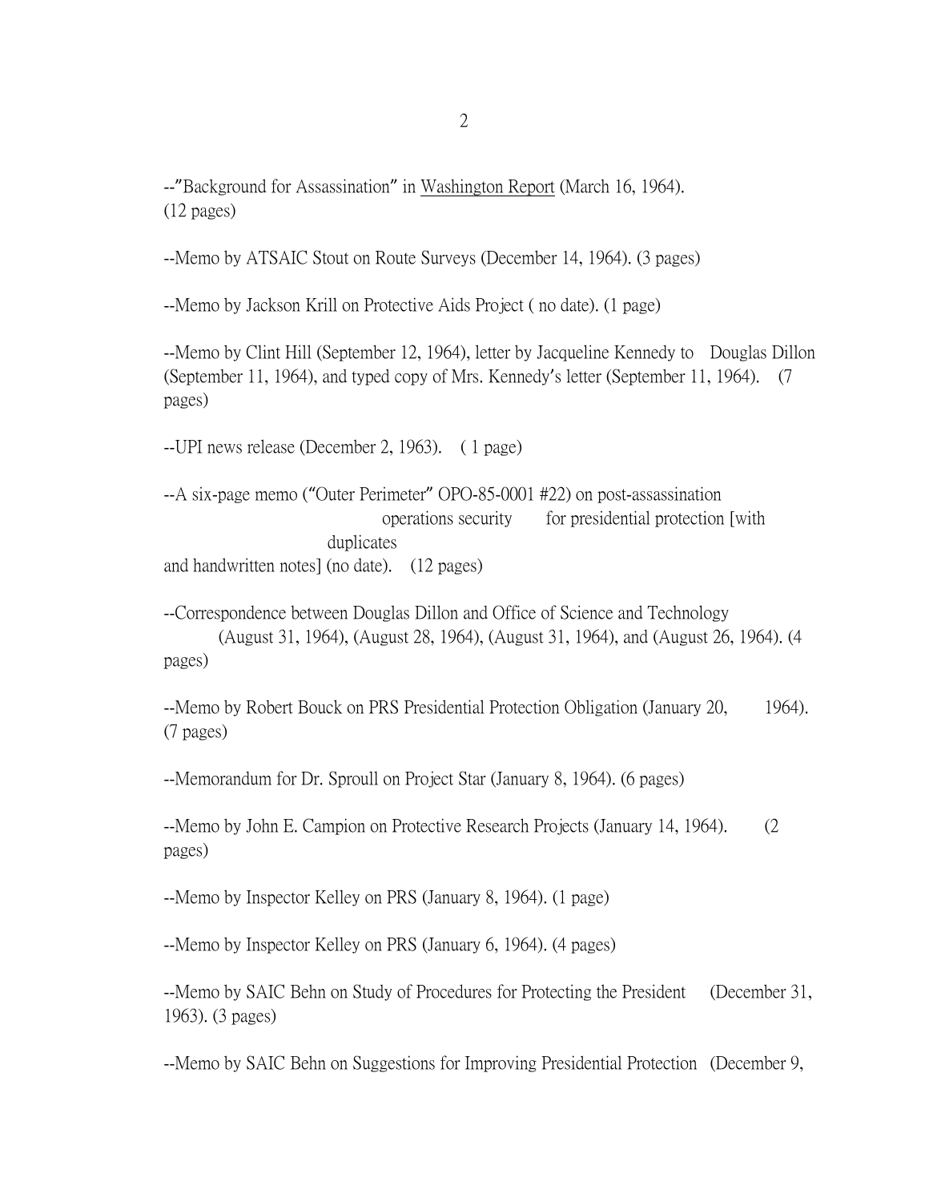--"Background for Assassination" in Washington Report (March 16, 1964). (12 pages)

--Memo by ATSAIC Stout on Route Surveys (December 14, 1964). (3 pages)

--Memo by Jackson Krill on Protective Aids Project ( no date). (1 page)

--Memo by Clint Hill (September 12, 1964), letter by Jacqueline Kennedy to Douglas Dillon (September 11, 1964), and typed copy of Mrs. Kennedy's letter (September 11, 1964). (7 pages)

--UPI news release (December 2, 1963). ( 1 page)

--A six-page memo ("Outer Perimeter" OPO-85-0001 #22) on post-assassination operations security for presidential protection [with duplicates and handwritten notes] (no date). (12 pages)

--Correspondence between Douglas Dillon and Office of Science and Technology (August 31, 1964), (August 28, 1964), (August 31, 1964), and (August 26, 1964). (4 pages)

--Memo by Robert Bouck on PRS Presidential Protection Obligation (January 20, 1964). (7 pages)

--Memorandum for Dr. Sproull on Project Star (January 8, 1964). (6 pages)

--Memo by John E. Campion on Protective Research Projects (January 14, 1964). (2 pages)

--Memo by Inspector Kelley on PRS (January 8, 1964). (1 page)

--Memo by Inspector Kelley on PRS (January 6, 1964). (4 pages)

--Memo by SAIC Behn on Study of Procedures for Protecting the President (December 31, 1963). (3 pages)

--Memo by SAIC Behn on Suggestions for Improving Presidential Protection (December 9,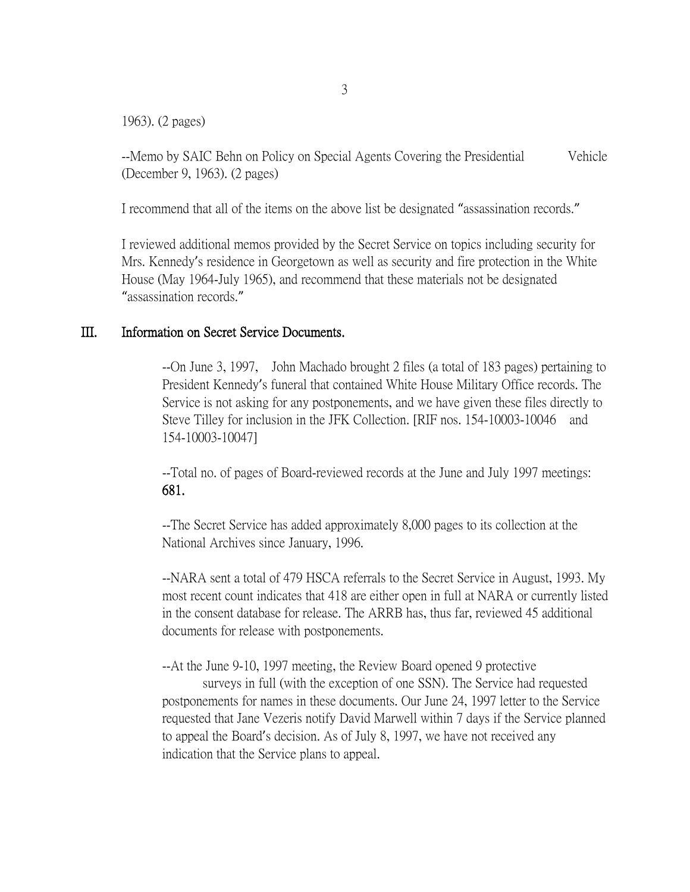1963). (2 pages)

--Memo by SAIC Behn on Policy on Special Agents Covering the Presidential Vehicle (December 9, 1963). (2 pages)

I recommend that all of the items on the above list be designated "assassination records."

I reviewed additional memos provided by the Secret Service on topics including security for Mrs. Kennedy's residence in Georgetown as well as security and fire protection in the White House (May 1964-July 1965), and recommend that these materials not be designated "assassination records."

## III. Information on Secret Service Documents.

--On June 3, 1997, John Machado brought 2 files (a total of 183 pages) pertaining to President Kennedy's funeral that contained White House Military Office records. The Service is not asking for any postponements, and we have given these files directly to Steve Tilley for inclusion in the JFK Collection. [RIF nos. 154-10003-10046 and 154-10003-10047]

--Total no. of pages of Board-reviewed records at the June and July 1997 meetings: **681.**

--The Secret Service has added approximately 8,000 pages to its collection at the National Archives since January, 1996.

--NARA sent a total of 479 HSCA referrals to the Secret Service in August, 1993. My most recent count indicates that 418 are either open in full at NARA or currently listed in the consent database for release. The ARRB has, thus far, reviewed 45 additional documents for release with postponements.

--At the June 9-10, 1997 meeting, the Review Board opened 9 protective surveys in full (with the exception of one SSN). The Service had requested postponements for names in these documents. Our June 24, 1997 letter to the Service requested that Jane Vezeris notify David Marwell within 7 days if the Service planned to appeal the Board's decision. As of July 8, 1997, we have not received any indication that the Service plans to appeal.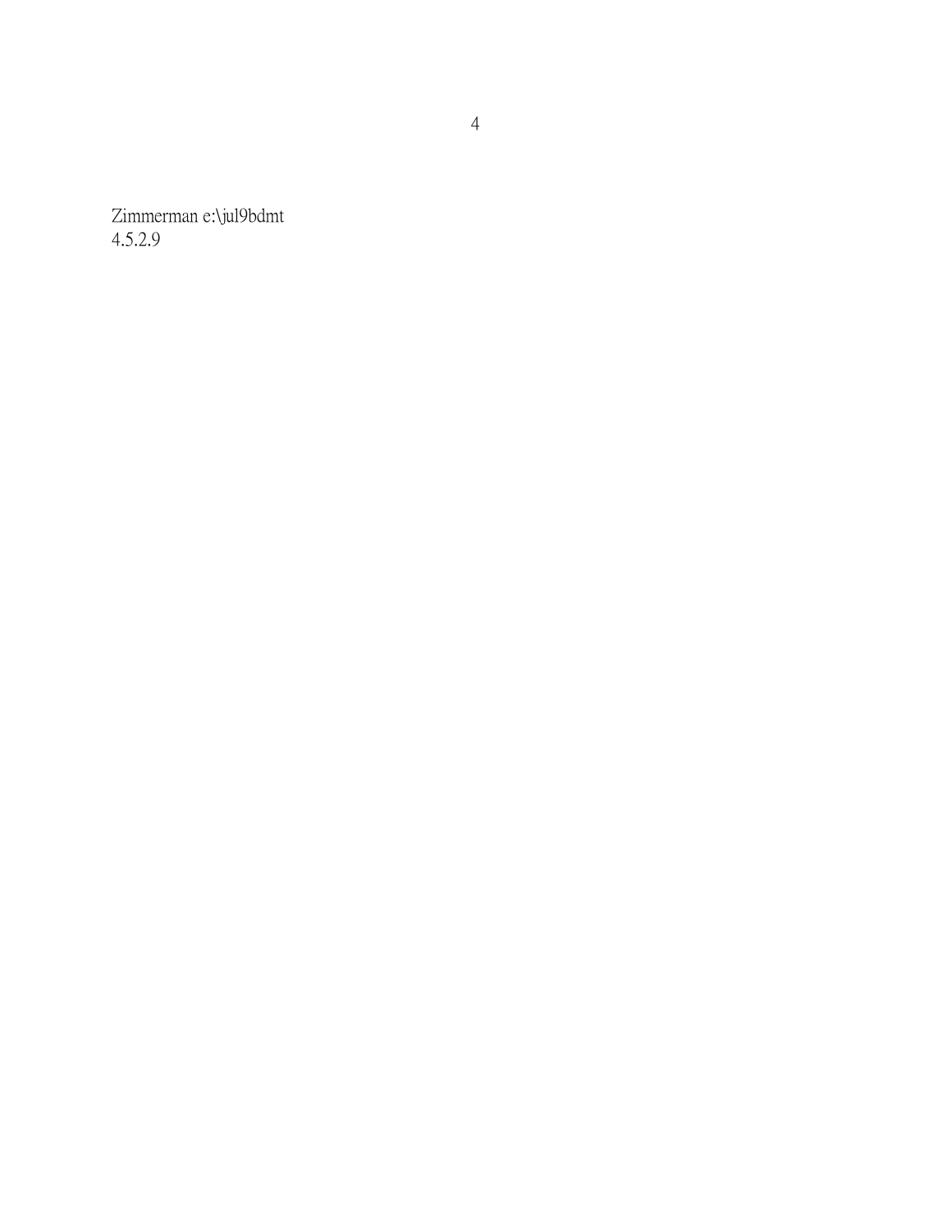Zimmerman e:\jul9bdmt
4.5.2.9